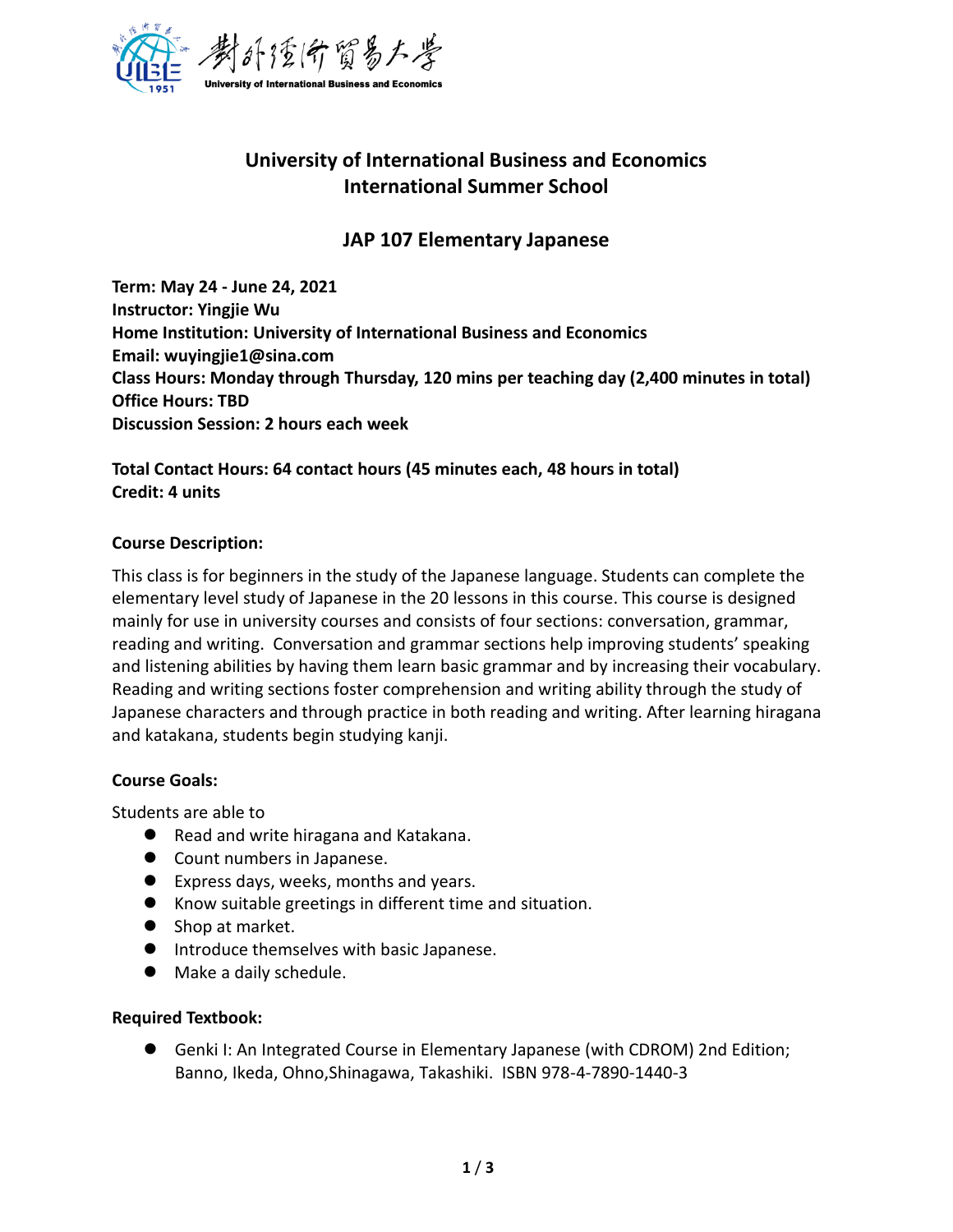# University of International Business and Economics
# International Summer School

## JAP 107 Elementary Japanese

**Term: May 24 - June 24, 2021**
**Instructor: Yingjie Wu**
**Home Institution: University of International Business and Economics**
**Email: wuyingjie1@sina.com**
**Class Hours: Monday through Thursday, 120 mins per teaching day (2,400 minutes in total)**
**Office Hours: TBD**
**Discussion Session: 2 hours each week**

**Total Contact Hours: 64 contact hours (45 minutes each, 48 hours in total)**
**Credit: 4 units**

### Course Description:

This class is for beginners in the study of the Japanese language. Students can complete the elementary level study of Japanese in the 20 lessons in this course. This course is designed mainly for use in university courses and consists of four sections: conversation, grammar, reading and writing. Conversation and grammar sections help improving students' speaking and listening abilities by having them learn basic grammar and by increasing their vocabulary. Reading and writing sections foster comprehension and writing ability through the study of Japanese characters and through practice in both reading and writing. After learning hiragana and katakana, students begin studying kanji.

### Course Goals:

Students are able to

- Read and write hiragana and Katakana.
- Count numbers in Japanese.
- Express days, weeks, months and years.
- Know suitable greetings in different time and situation.
- Shop at market.
- Introduce themselves with basic Japanese.
- Make a daily schedule.

### Required Textbook:

- Genki I: An Integrated Course in Elementary Japanese (with CDROM) 2nd Edition; Banno, Ikeda, Ohno,Shinagawa, Takashiki. ISBN 978-4-7890-1440-3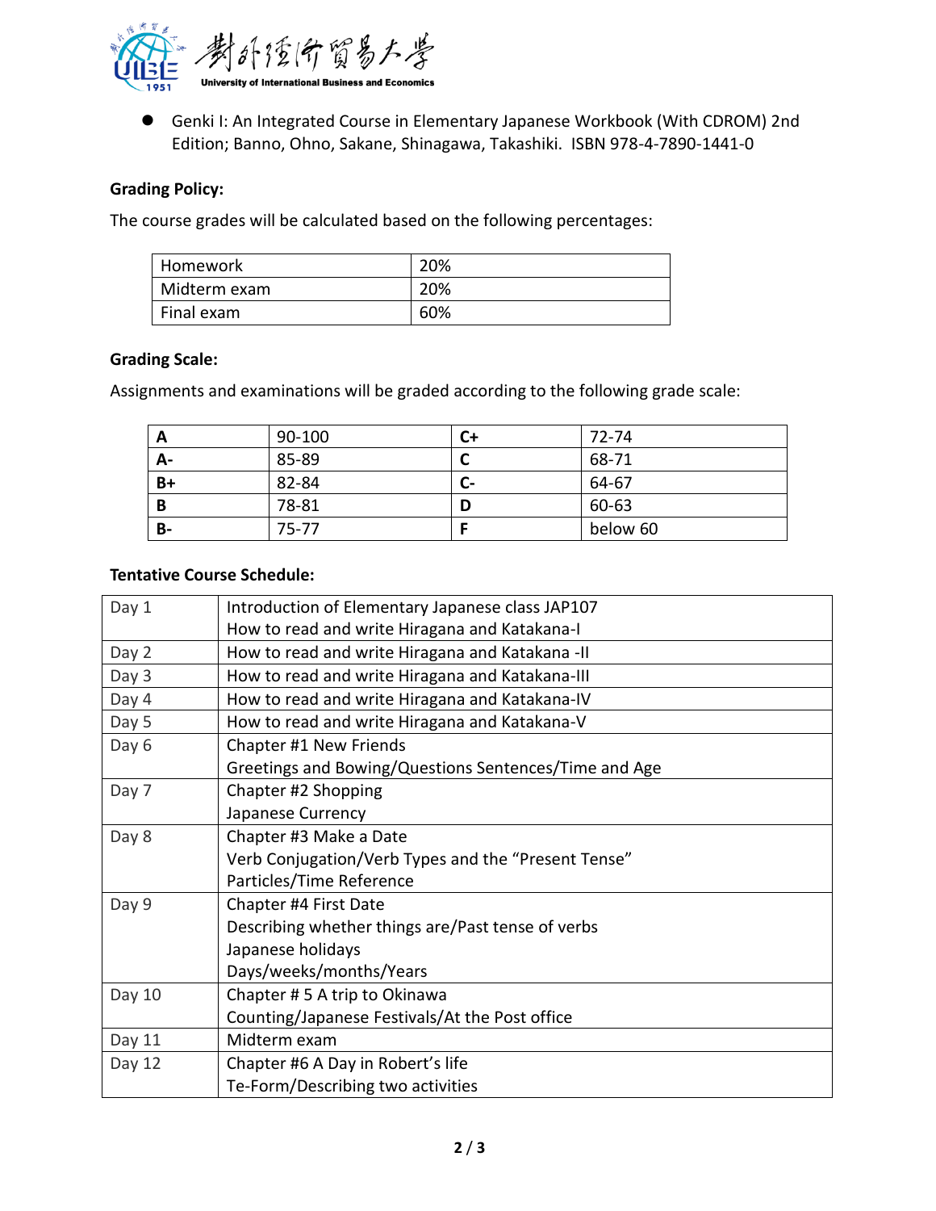- Genki I: An Integrated Course in Elementary Japanese Workbook (With CDROM) 2nd Edition; Banno, Ohno, Sakane, Shinagawa, Takashiki. ISBN 978-4-7890-1441-0

**Grading Policy:**

The course grades will be calculated based on the following percentages:

| Homework | 20% |
|---|---|
| Midterm exam | 20% |
| Final exam | 60% |

**Grading Scale:**

Assignments and examinations will be graded according to the following grade scale:

| **A** | 90-100 | **C+** | 72-74 |
|---|---|---|---|
| **A-** | 85-89 | **C** | 68-71 |
| **B+** | 82-84 | **C-** | 64-67 |
| **B** | 78-81 | **D** | 60-63 |
| **B-** | 75-77 | **F** | below 60 |

**Tentative Course Schedule:**

| Day 1 | Introduction of Elementary Japanese class JAP107<br>How to read and write Hiragana and Katakana-I |
|---|---|
| Day 2 | How to read and write Hiragana and Katakana -II |
| Day 3 | How to read and write Hiragana and Katakana-III |
| Day 4 | How to read and write Hiragana and Katakana-IV |
| Day 5 | How to read and write Hiragana and Katakana-V |
| Day 6 | Chapter #1 New Friends<br>Greetings and Bowing/Questions Sentences/Time and Age |
| Day 7 | Chapter #2 Shopping<br>Japanese Currency |
| Day 8 | Chapter #3 Make a Date<br>Verb Conjugation/Verb Types and the "Present Tense"<br>Particles/Time Reference |
| Day 9 | Chapter #4 First Date<br>Describing whether things are/Past tense of verbs<br>Japanese holidays<br>Days/weeks/months/Years |
| Day 10 | Chapter # 5 A trip to Okinawa<br>Counting/Japanese Festivals/At the Post office |
| Day 11 | Midterm exam |
| Day 12 | Chapter #6 A Day in Robert's life<br>Te-Form/Describing two activities |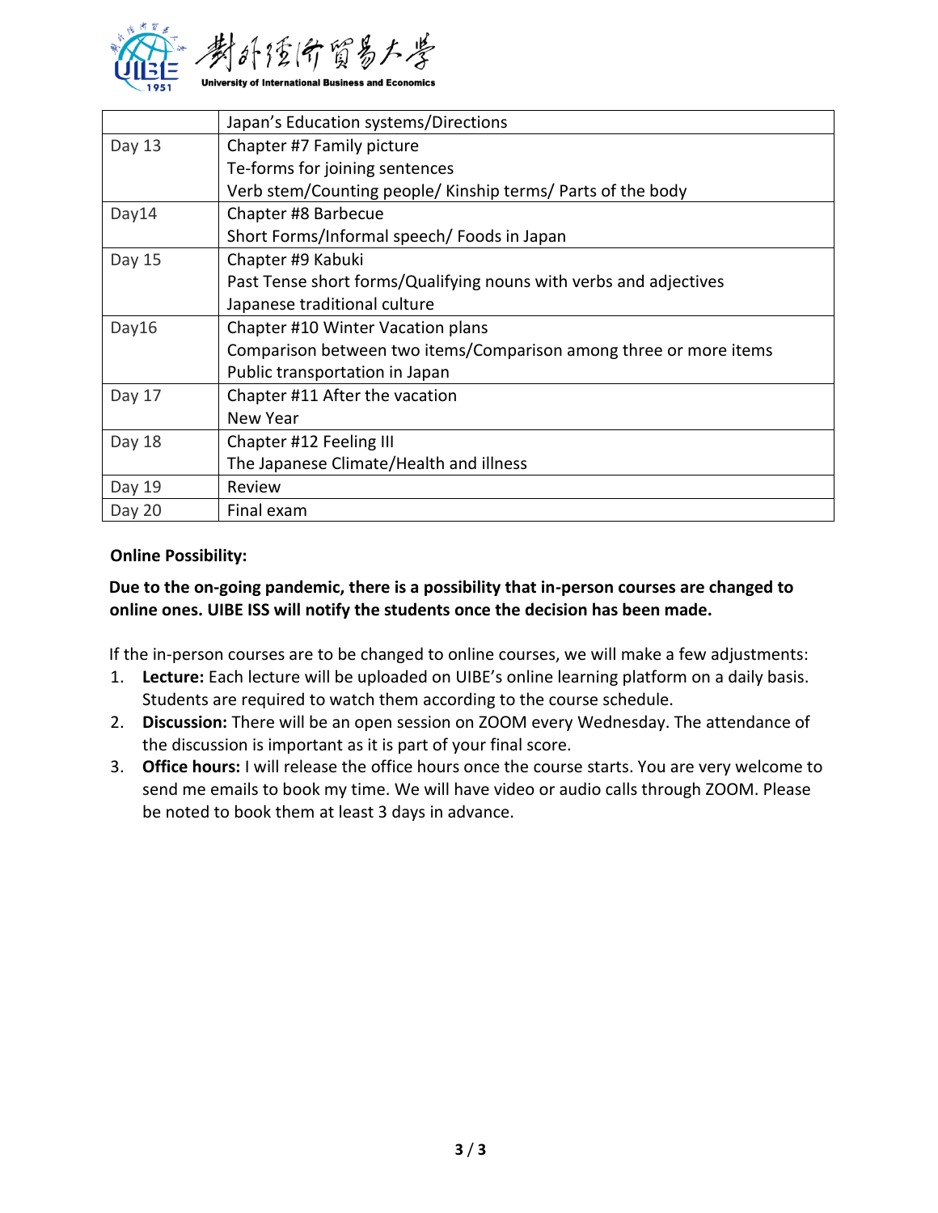| | |
|---|---|
| | Japan's Education systems/Directions |
| Day 13 | Chapter #7 Family picture<br>Te-forms for joining sentences<br>Verb stem/Counting people/ Kinship terms/ Parts of the body |
| Day14 | Chapter #8 Barbecue<br>Short Forms/Informal speech/ Foods in Japan |
| Day 15 | Chapter #9 Kabuki<br>Past Tense short forms/Qualifying nouns with verbs and adjectives<br>Japanese traditional culture |
| Day16 | Chapter #10 Winter Vacation plans<br>Comparison between two items/Comparison among three or more items<br>Public transportation in Japan |
| Day 17 | Chapter #11 After the vacation<br>New Year |
| Day 18 | Chapter #12 Feeling III<br>The Japanese Climate/Health and illness |
| Day 19 | Review |
| Day 20 | Final exam |

**Online Possibility:**

**Due to the on-going pandemic, there is a possibility that in-person courses are changed to online ones. UIBE ISS will notify the students once the decision has been made.**

If the in-person courses are to be changed to online courses, we will make a few adjustments:

1. **Lecture:** Each lecture will be uploaded on UIBE's online learning platform on a daily basis. Students are required to watch them according to the course schedule.
2. **Discussion:** There will be an open session on ZOOM every Wednesday. The attendance of the discussion is important as it is part of your final score.
3. **Office hours:** I will release the office hours once the course starts. You are very welcome to send me emails to book my time. We will have video or audio calls through ZOOM. Please be noted to book them at least 3 days in advance.